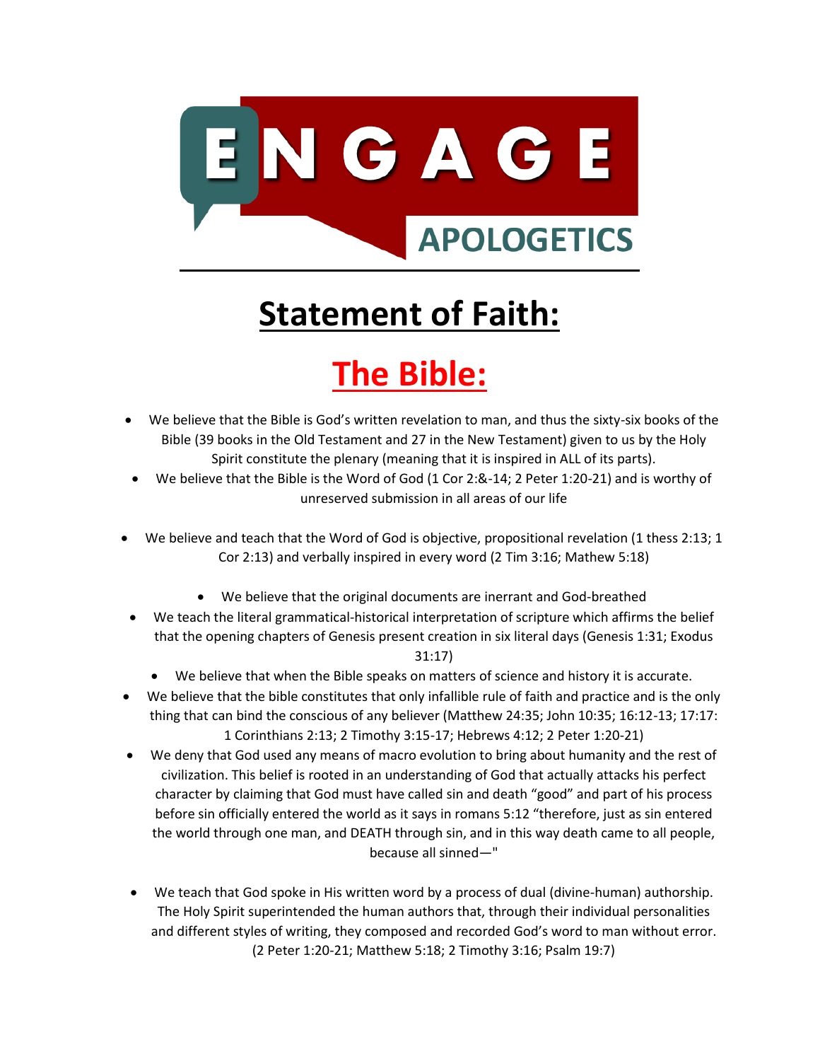# ENGAGE APOLOGETICS

## Statement of Faith:

## The Bible:

- We believe that the Bible is God's written revelation to man, and thus the sixty-six books of the Bible (39 books in the Old Testament and 27 in the New Testament) given to us by the Holy Spirit constitute the plenary (meaning that it is inspired in ALL of its parts).
- We believe that the Bible is the Word of God (1 Cor 2:&-14; 2 Peter 1:20-21) and is worthy of unreserved submission in all areas of our life
- We believe and teach that the Word of God is objective, propositional revelation (1 thess 2:13; 1 Cor 2:13) and verbally inspired in every word (2 Tim 3:16; Mathew 5:18)
- We believe that the original documents are inerrant and God-breathed
- We teach the literal grammatical-historical interpretation of scripture which affirms the belief that the opening chapters of Genesis present creation in six literal days (Genesis 1:31; Exodus 31:17)
- We believe that when the Bible speaks on matters of science and history it is accurate.
- We believe that the bible constitutes that only infallible rule of faith and practice and is the only thing that can bind the conscious of any believer (Matthew 24:35; John 10:35; 16:12-13; 17:17: 1 Corinthians 2:13; 2 Timothy 3:15-17; Hebrews 4:12; 2 Peter 1:20-21)
- We deny that God used any means of macro evolution to bring about humanity and the rest of civilization. This belief is rooted in an understanding of God that actually attacks his perfect character by claiming that God must have called sin and death "good" and part of his process before sin officially entered the world as it says in romans 5:12 "therefore, just as sin entered the world through one man, and DEATH through sin, and in this way death came to all people, because all sinned—"
- We teach that God spoke in His written word by a process of dual (divine-human) authorship. The Holy Spirit superintended the human authors that, through their individual personalities and different styles of writing, they composed and recorded God's word to man without error. (2 Peter 1:20-21; Matthew 5:18; 2 Timothy 3:16; Psalm 19:7)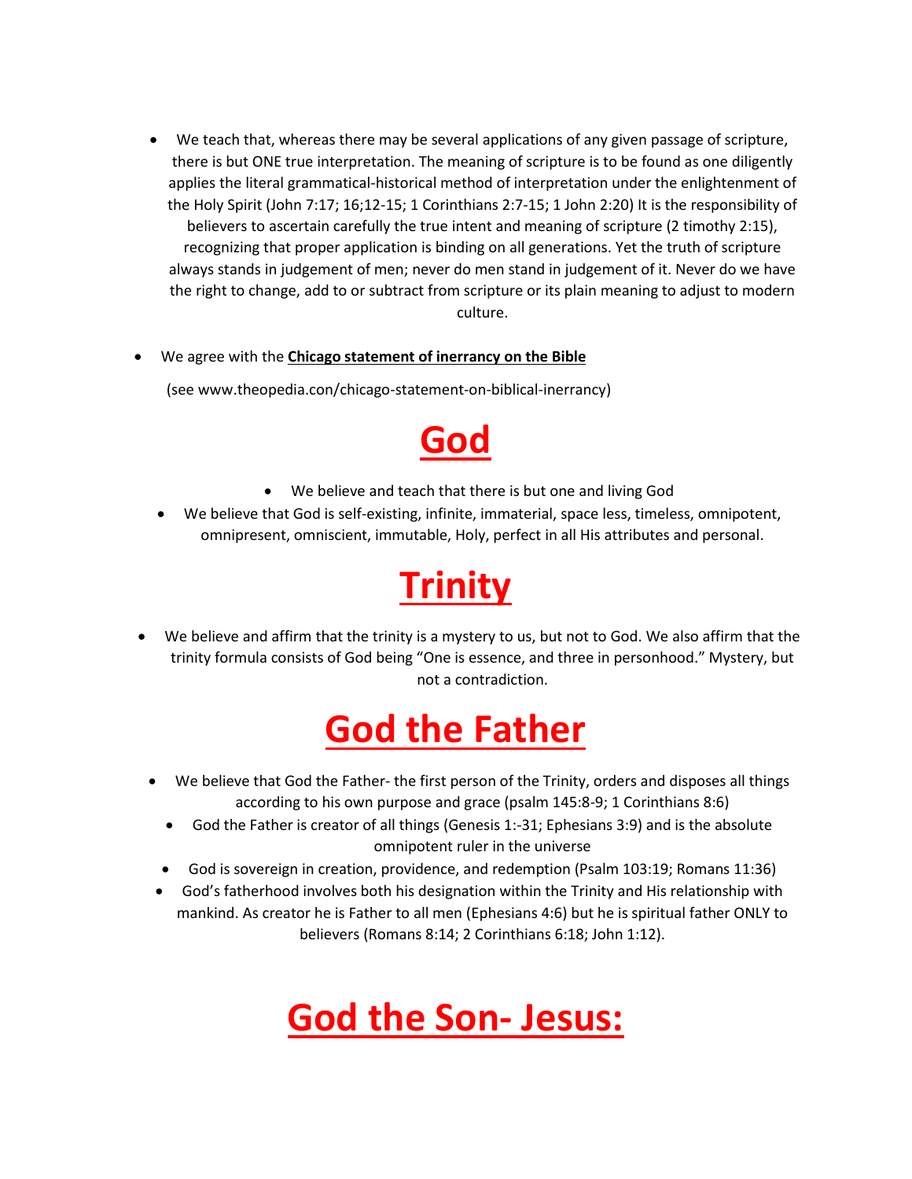- We teach that, whereas there may be several applications of any given passage of scripture, there is but ONE true interpretation. The meaning of scripture is to be found as one diligently applies the literal grammatical-historical method of interpretation under the enlightenment of the Holy Spirit (John 7:17; 16;12-15; 1 Corinthians 2:7-15; 1 John 2:20) It is the responsibility of believers to ascertain carefully the true intent and meaning of scripture (2 timothy 2:15), recognizing that proper application is binding on all generations. Yet the truth of scripture always stands in judgement of men; never do men stand in judgement of it. Never do we have the right to change, add to or subtract from scripture or its plain meaning to adjust to modern culture.

- We agree with the **Chicago statement of inerrancy on the Bible**

  (see www.theopedia.con/chicago-statement-on-biblical-inerrancy)

# God

- We believe and teach that there is but one and living God
- We believe that God is self-existing, infinite, immaterial, space less, timeless, omnipotent, omnipresent, omniscient, immutable, Holy, perfect in all His attributes and personal.

# Trinity

- We believe and affirm that the trinity is a mystery to us, but not to God. We also affirm that the trinity formula consists of God being "One is essence, and three in personhood." Mystery, but not a contradiction.

# God the Father

- We believe that God the Father- the first person of the Trinity, orders and disposes all things according to his own purpose and grace (psalm 145:8-9; 1 Corinthians 8:6)
- God the Father is creator of all things (Genesis 1:-31; Ephesians 3:9) and is the absolute omnipotent ruler in the universe
- God is sovereign in creation, providence, and redemption (Psalm 103:19; Romans 11:36)
- God's fatherhood involves both his designation within the Trinity and His relationship with mankind. As creator he is Father to all men (Ephesians 4:6) but he is spiritual father ONLY to believers (Romans 8:14; 2 Corinthians 6:18; John 1:12).

# God the Son- Jesus: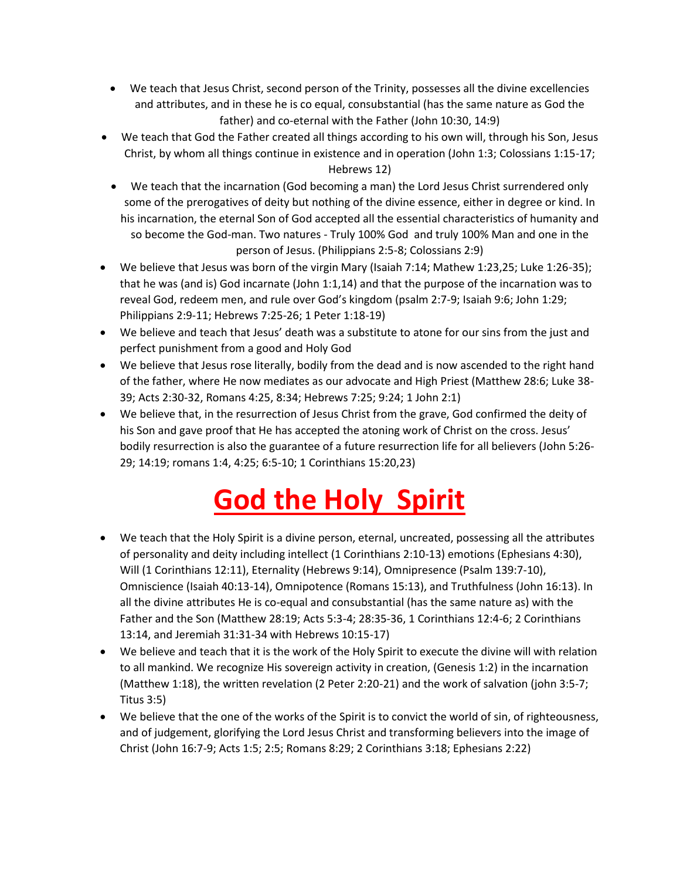- We teach that Jesus Christ, second person of the Trinity, possesses all the divine excellencies and attributes, and in these he is co equal, consubstantial (has the same nature as God the father) and co-eternal with the Father (John 10:30, 14:9)
- We teach that God the Father created all things according to his own will, through his Son, Jesus Christ, by whom all things continue in existence and in operation (John 1:3; Colossians 1:15-17; Hebrews 12)
- We teach that the incarnation (God becoming a man) the Lord Jesus Christ surrendered only some of the prerogatives of deity but nothing of the divine essence, either in degree or kind. In his incarnation, the eternal Son of God accepted all the essential characteristics of humanity and so become the God-man. Two natures - Truly 100% God and truly 100% Man and one in the person of Jesus. (Philippians 2:5-8; Colossians 2:9)
- We believe that Jesus was born of the virgin Mary (Isaiah 7:14; Mathew 1:23,25; Luke 1:26-35); that he was (and is) God incarnate (John 1:1,14) and that the purpose of the incarnation was to reveal God, redeem men, and rule over God's kingdom (psalm 2:7-9; Isaiah 9:6; John 1:29; Philippians 2:9-11; Hebrews 7:25-26; 1 Peter 1:18-19)
- We believe and teach that Jesus' death was a substitute to atone for our sins from the just and perfect punishment from a good and Holy God
- We believe that Jesus rose literally, bodily from the dead and is now ascended to the right hand of the father, where He now mediates as our advocate and High Priest (Matthew 28:6; Luke 38-39; Acts 2:30-32, Romans 4:25, 8:34; Hebrews 7:25; 9:24; 1 John 2:1)
- We believe that, in the resurrection of Jesus Christ from the grave, God confirmed the deity of his Son and gave proof that He has accepted the atoning work of Christ on the cross. Jesus' bodily resurrection is also the guarantee of a future resurrection life for all believers (John 5:26-29; 14:19; romans 1:4, 4:25; 6:5-10; 1 Corinthians 15:20,23)

# God the Holy Spirit

- We teach that the Holy Spirit is a divine person, eternal, uncreated, possessing all the attributes of personality and deity including intellect (1 Corinthians 2:10-13) emotions (Ephesians 4:30), Will (1 Corinthians 12:11), Eternality (Hebrews 9:14), Omnipresence (Psalm 139:7-10), Omniscience (Isaiah 40:13-14), Omnipotence (Romans 15:13), and Truthfulness (John 16:13). In all the divine attributes He is co-equal and consubstantial (has the same nature as) with the Father and the Son (Matthew 28:19; Acts 5:3-4; 28:35-36, 1 Corinthians 12:4-6; 2 Corinthians 13:14, and Jeremiah 31:31-34 with Hebrews 10:15-17)
- We believe and teach that it is the work of the Holy Spirit to execute the divine will with relation to all mankind. We recognize His sovereign activity in creation, (Genesis 1:2) in the incarnation (Matthew 1:18), the written revelation (2 Peter 2:20-21) and the work of salvation (john 3:5-7; Titus 3:5)
- We believe that the one of the works of the Spirit is to convict the world of sin, of righteousness, and of judgement, glorifying the Lord Jesus Christ and transforming believers into the image of Christ (John 16:7-9; Acts 1:5; 2:5; Romans 8:29; 2 Corinthians 3:18; Ephesians 2:22)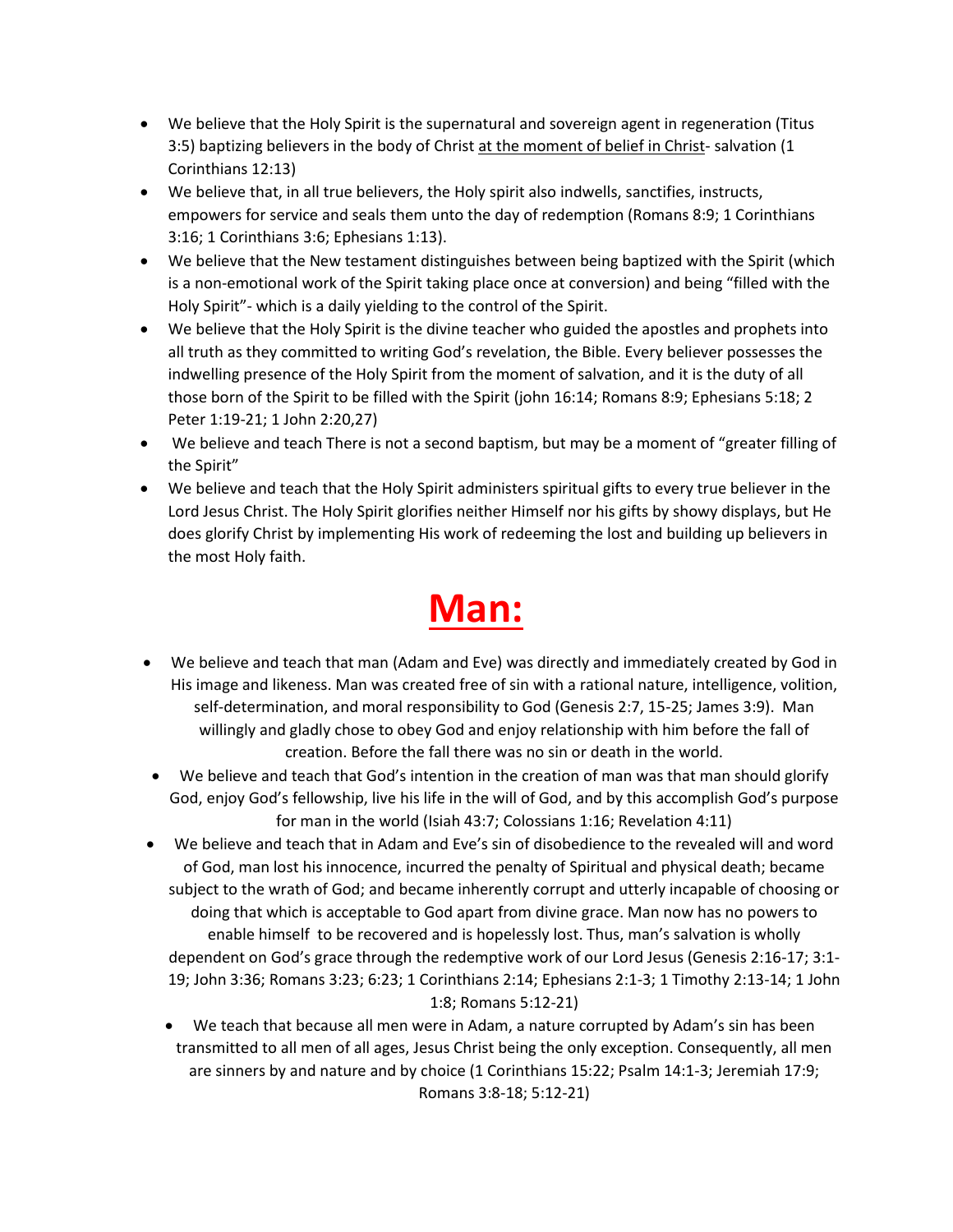- We believe that the Holy Spirit is the supernatural and sovereign agent in regeneration (Titus 3:5) baptizing believers in the body of Christ <u>at the moment of belief in Christ</u>- salvation (1 Corinthians 12:13)
- We believe that, in all true believers, the Holy spirit also indwells, sanctifies, instructs, empowers for service and seals them unto the day of redemption (Romans 8:9; 1 Corinthians 3:16; 1 Corinthians 3:6; Ephesians 1:13).
- We believe that the New testament distinguishes between being baptized with the Spirit (which is a non-emotional work of the Spirit taking place once at conversion) and being "filled with the Holy Spirit"- which is a daily yielding to the control of the Spirit.
- We believe that the Holy Spirit is the divine teacher who guided the apostles and prophets into all truth as they committed to writing God's revelation, the Bible. Every believer possesses the indwelling presence of the Holy Spirit from the moment of salvation, and it is the duty of all those born of the Spirit to be filled with the Spirit (john 16:14; Romans 8:9; Ephesians 5:18; 2 Peter 1:19-21; 1 John 2:20,27)
- We believe and teach There is not a second baptism, but may be a moment of "greater filling of the Spirit"
- We believe and teach that the Holy Spirit administers spiritual gifts to every true believer in the Lord Jesus Christ. The Holy Spirit glorifies neither Himself nor his gifts by showy displays, but He does glorify Christ by implementing His work of redeeming the lost and building up believers in the most Holy faith.

# <u>**Man:**</u>

- We believe and teach that man (Adam and Eve) was directly and immediately created by God in His image and likeness. Man was created free of sin with a rational nature, intelligence, volition, self-determination, and moral responsibility to God (Genesis 2:7, 15-25; James 3:9). Man willingly and gladly chose to obey God and enjoy relationship with him before the fall of creation. Before the fall there was no sin or death in the world.
- We believe and teach that God's intention in the creation of man was that man should glorify God, enjoy God's fellowship, live his life in the will of God, and by this accomplish God's purpose for man in the world (Isiah 43:7; Colossians 1:16; Revelation 4:11)
- We believe and teach that in Adam and Eve's sin of disobedience to the revealed will and word of God, man lost his innocence, incurred the penalty of Spiritual and physical death; became subject to the wrath of God; and became inherently corrupt and utterly incapable of choosing or doing that which is acceptable to God apart from divine grace. Man now has no powers to enable himself to be recovered and is hopelessly lost. Thus, man's salvation is wholly dependent on God's grace through the redemptive work of our Lord Jesus (Genesis 2:16-17; 3:1-19; John 3:36; Romans 3:23; 6:23; 1 Corinthians 2:14; Ephesians 2:1-3; 1 Timothy 2:13-14; 1 John 1:8; Romans 5:12-21)
- We teach that because all men were in Adam, a nature corrupted by Adam's sin has been transmitted to all men of all ages, Jesus Christ being the only exception. Consequently, all men are sinners by and nature and by choice (1 Corinthians 15:22; Psalm 14:1-3; Jeremiah 17:9; Romans 3:8-18; 5:12-21)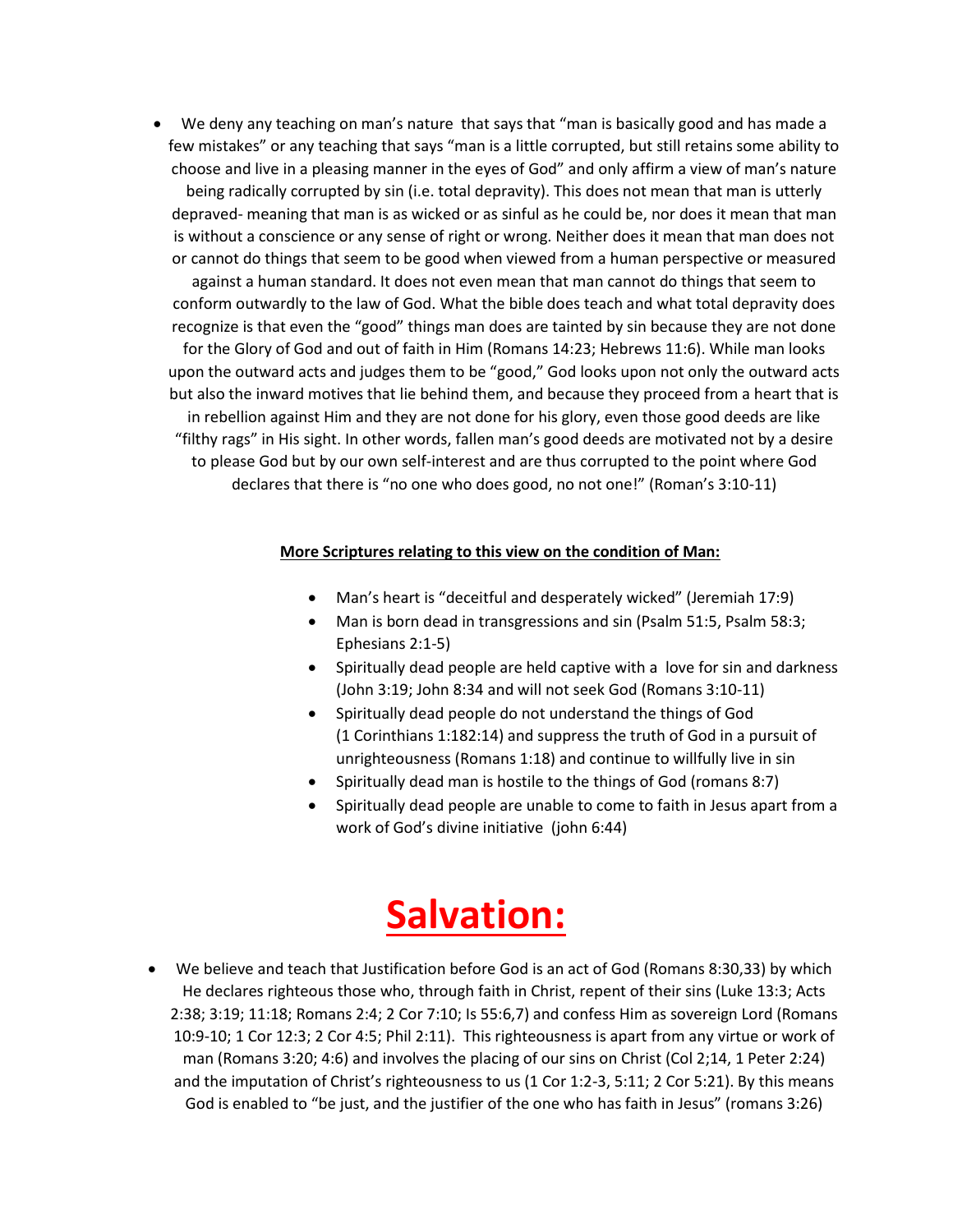- We deny any teaching on man's nature that says that "man is basically good and has made a few mistakes" or any teaching that says "man is a little corrupted, but still retains some ability to choose and live in a pleasing manner in the eyes of God" and only affirm a view of man's nature being radically corrupted by sin (i.e. total depravity). This does not mean that man is utterly depraved- meaning that man is as wicked or as sinful as he could be, nor does it mean that man is without a conscience or any sense of right or wrong. Neither does it mean that man does not or cannot do things that seem to be good when viewed from a human perspective or measured against a human standard. It does not even mean that man cannot do things that seem to conform outwardly to the law of God. What the bible does teach and what total depravity does recognize is that even the "good" things man does are tainted by sin because they are not done for the Glory of God and out of faith in Him (Romans 14:23; Hebrews 11:6). While man looks upon the outward acts and judges them to be "good," God looks upon not only the outward acts but also the inward motives that lie behind them, and because they proceed from a heart that is in rebellion against Him and they are not done for his glory, even those good deeds are like "filthy rags" in His sight. In other words, fallen man's good deeds are motivated not by a desire to please God but by our own self-interest and are thus corrupted to the point where God declares that there is "no one who does good, no not one!" (Roman's 3:10-11)

**<u>More Scriptures relating to this view on the condition of Man:</u>**

- Man's heart is "deceitful and desperately wicked" (Jeremiah 17:9)
- Man is born dead in transgressions and sin (Psalm 51:5, Psalm 58:3; Ephesians 2:1-5)
- Spiritually dead people are held captive with a love for sin and darkness (John 3:19; John 8:34 and will not seek God (Romans 3:10-11)
- Spiritually dead people do not understand the things of God (1 Corinthians 1:182:14) and suppress the truth of God in a pursuit of unrighteousness (Romans 1:18) and continue to willfully live in sin
- Spiritually dead man is hostile to the things of God (romans 8:7)
- Spiritually dead people are unable to come to faith in Jesus apart from a work of God's divine initiative (john 6:44)

# <u>Salvation:</u>

- We believe and teach that Justification before God is an act of God (Romans 8:30,33) by which He declares righteous those who, through faith in Christ, repent of their sins (Luke 13:3; Acts 2:38; 3:19; 11:18; Romans 2:4; 2 Cor 7:10; Is 55:6,7) and confess Him as sovereign Lord (Romans 10:9-10; 1 Cor 12:3; 2 Cor 4:5; Phil 2:11). This righteousness is apart from any virtue or work of man (Romans 3:20; 4:6) and involves the placing of our sins on Christ (Col 2;14, 1 Peter 2:24) and the imputation of Christ's righteousness to us (1 Cor 1:2-3, 5:11; 2 Cor 5:21). By this means God is enabled to "be just, and the justifier of the one who has faith in Jesus" (romans 3:26)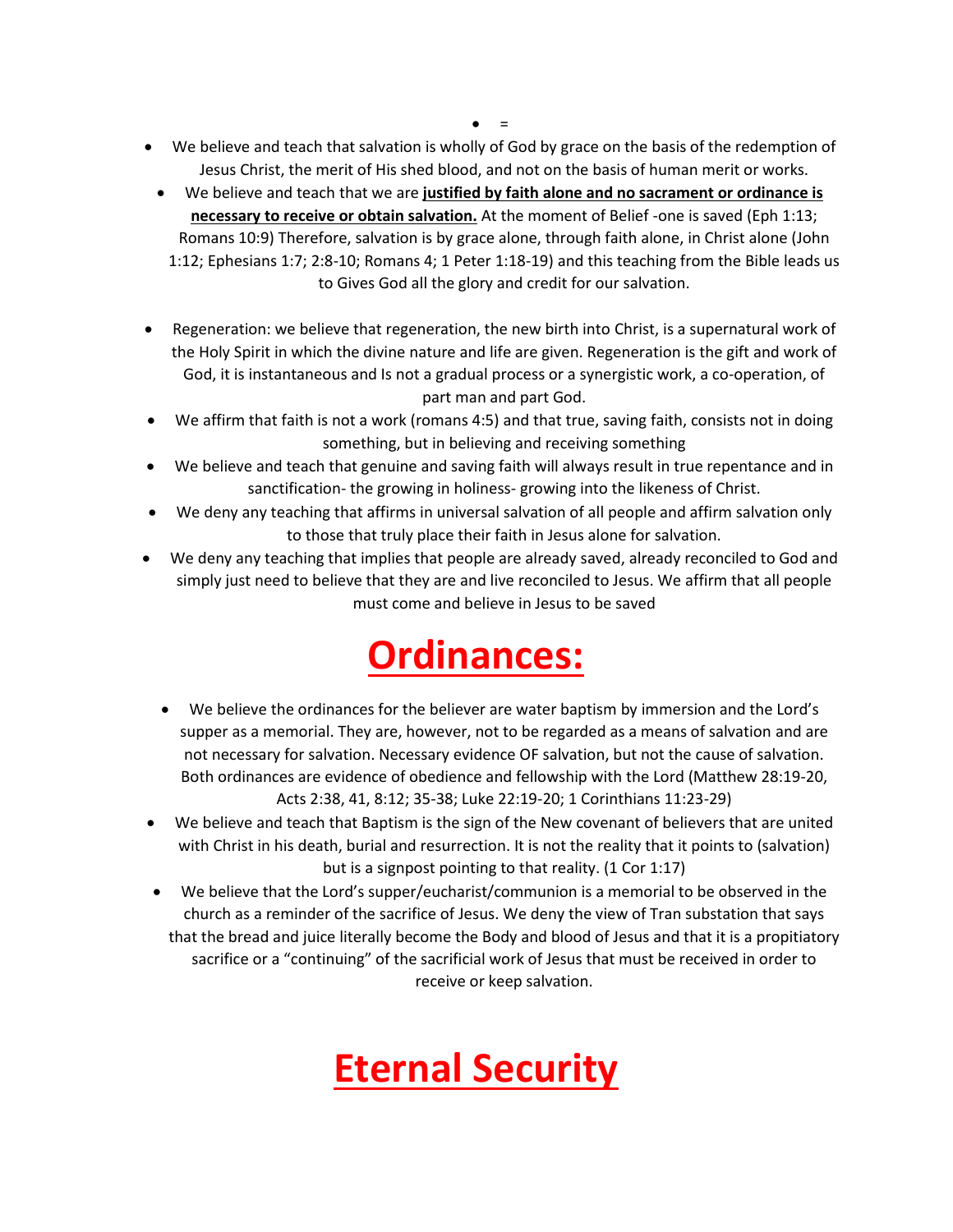- =

- We believe and teach that salvation is wholly of God by grace on the basis of the redemption of Jesus Christ, the merit of His shed blood, and not on the basis of human merit or works.
- We believe and teach that we are **justified by faith alone and no sacrament or ordinance is necessary to receive or obtain salvation.** At the moment of Belief -one is saved (Eph 1:13; Romans 10:9) Therefore, salvation is by grace alone, through faith alone, in Christ alone (John 1:12; Ephesians 1:7; 2:8-10; Romans 4; 1 Peter 1:18-19) and this teaching from the Bible leads us to Gives God all the glory and credit for our salvation.

- Regeneration: we believe that regeneration, the new birth into Christ, is a supernatural work of the Holy Spirit in which the divine nature and life are given. Regeneration is the gift and work of God, it is instantaneous and Is not a gradual process or a synergistic work, a co-operation, of part man and part God.
- We affirm that faith is not a work (romans 4:5) and that true, saving faith, consists not in doing something, but in believing and receiving something
- We believe and teach that genuine and saving faith will always result in true repentance and in sanctification- the growing in holiness- growing into the likeness of Christ.
- We deny any teaching that affirms in universal salvation of all people and affirm salvation only to those that truly place their faith in Jesus alone for salvation.
- We deny any teaching that implies that people are already saved, already reconciled to God and simply just need to believe that they are and live reconciled to Jesus. We affirm that all people must come and believe in Jesus to be saved

# Ordinances:

- We believe the ordinances for the believer are water baptism by immersion and the Lord's supper as a memorial. They are, however, not to be regarded as a means of salvation and are not necessary for salvation. Necessary evidence OF salvation, but not the cause of salvation. Both ordinances are evidence of obedience and fellowship with the Lord (Matthew 28:19-20, Acts 2:38, 41, 8:12; 35-38; Luke 22:19-20; 1 Corinthians 11:23-29)
- We believe and teach that Baptism is the sign of the New covenant of believers that are united with Christ in his death, burial and resurrection. It is not the reality that it points to (salvation) but is a signpost pointing to that reality. (1 Cor 1:17)
- We believe that the Lord's supper/eucharist/communion is a memorial to be observed in the church as a reminder of the sacrifice of Jesus. We deny the view of Tran substation that says that the bread and juice literally become the Body and blood of Jesus and that it is a propitiatory sacrifice or a "continuing" of the sacrificial work of Jesus that must be received in order to receive or keep salvation.

# Eternal Security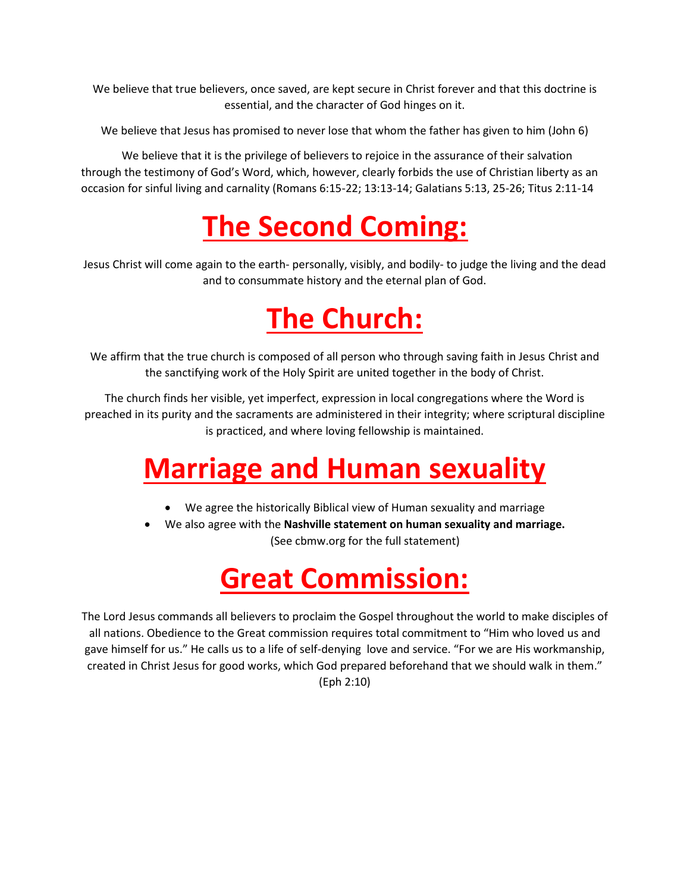We believe that true believers, once saved, are kept secure in Christ forever and that this doctrine is essential, and the character of God hinges on it.

We believe that Jesus has promised to never lose that whom the father has given to him (John 6)

We believe that it is the privilege of believers to rejoice in the assurance of their salvation through the testimony of God's Word, which, however, clearly forbids the use of Christian liberty as an occasion for sinful living and carnality (Romans 6:15-22; 13:13-14; Galatians 5:13, 25-26; Titus 2:11-14

# The Second Coming:

Jesus Christ will come again to the earth- personally, visibly, and bodily- to judge the living and the dead and to consummate history and the eternal plan of God.

# The Church:

We affirm that the true church is composed of all person who through saving faith in Jesus Christ and the sanctifying work of the Holy Spirit are united together in the body of Christ.

The church finds her visible, yet imperfect, expression in local congregations where the Word is preached in its purity and the sacraments are administered in their integrity; where scriptural discipline is practiced, and where loving fellowship is maintained.

# Marriage and Human sexuality

- We agree the historically Biblical view of Human sexuality and marriage
- We also agree with the **Nashville statement on human sexuality and marriage.** (See cbmw.org for the full statement)

# Great Commission:

The Lord Jesus commands all believers to proclaim the Gospel throughout the world to make disciples of all nations. Obedience to the Great commission requires total commitment to "Him who loved us and gave himself for us." He calls us to a life of self-denying love and service. "For we are His workmanship, created in Christ Jesus for good works, which God prepared beforehand that we should walk in them." (Eph 2:10)